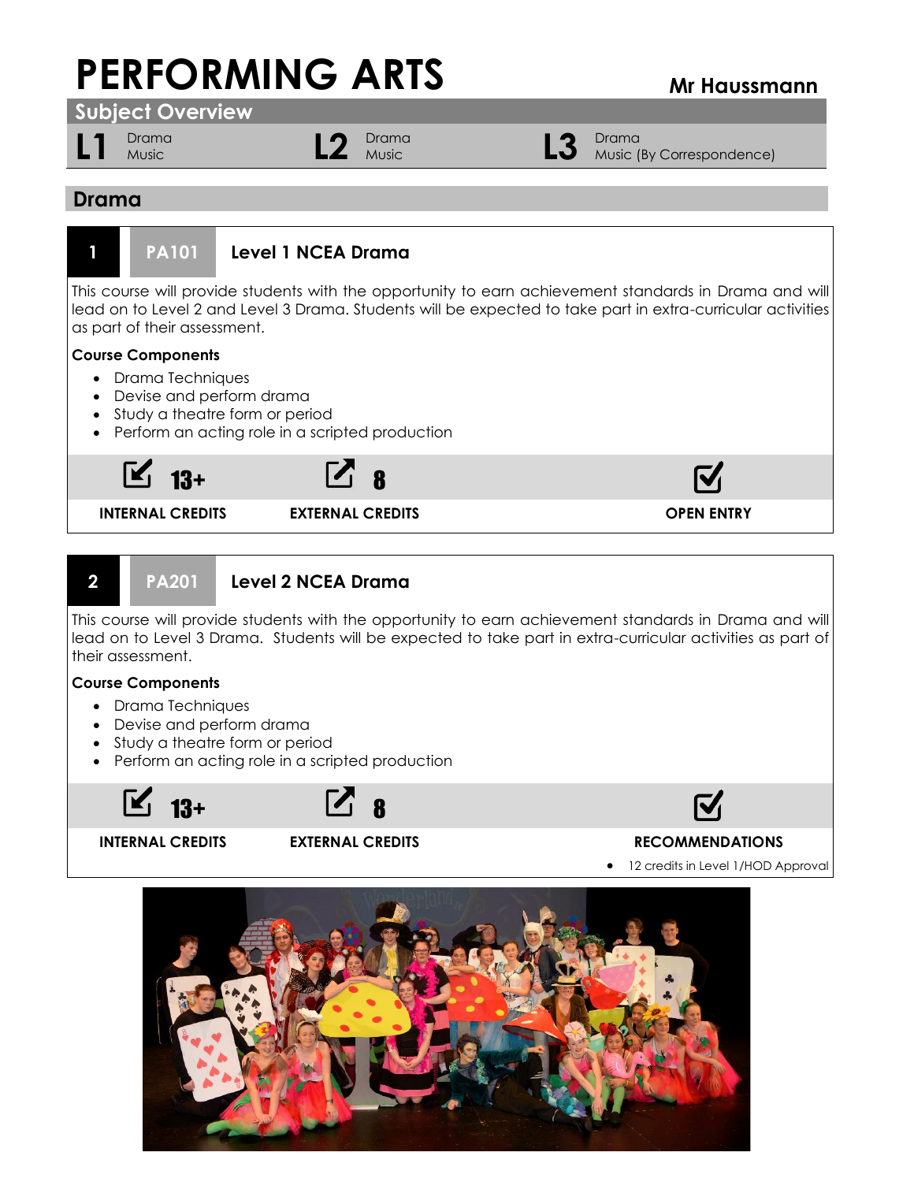# PERFORMING ARTS

**Mr Haussmann**

## Subject Overview

| L1 | L2 | L3 |
|---|---|---|
| Drama<br>Music | Drama<br>Music | Drama<br>Music (By Correspondence) |

## Drama

### 1 PA101 Level 1 NCEA Drama

This course will provide students with the opportunity to earn achievement standards in Drama and will lead on to Level 2 and Level 3 Drama. Students will be expected to take part in extra-curricular activities as part of their assessment.

**Course Components**

- Drama Techniques
- Devise and perform drama
- Study a theatre form or period
- Perform an acting role in a scripted production

| 13+ | 8 | |
|---|---|---|
| INTERNAL CREDITS | EXTERNAL CREDITS | OPEN ENTRY |

### 2 PA201 Level 2 NCEA Drama

This course will provide students with the opportunity to earn achievement standards in Drama and will lead on to Level 3 Drama. Students will be expected to take part in extra-curricular activities as part of their assessment.

**Course Components**

- Drama Techniques
- Devise and perform drama
- Study a theatre form or period
- Perform an acting role in a scripted production

| 13+ | 8 | |
|---|---|---|
| INTERNAL CREDITS | EXTERNAL CREDITS | RECOMMENDATIONS |

**RECOMMENDATIONS**

- 12 credits in Level 1/HOD Approval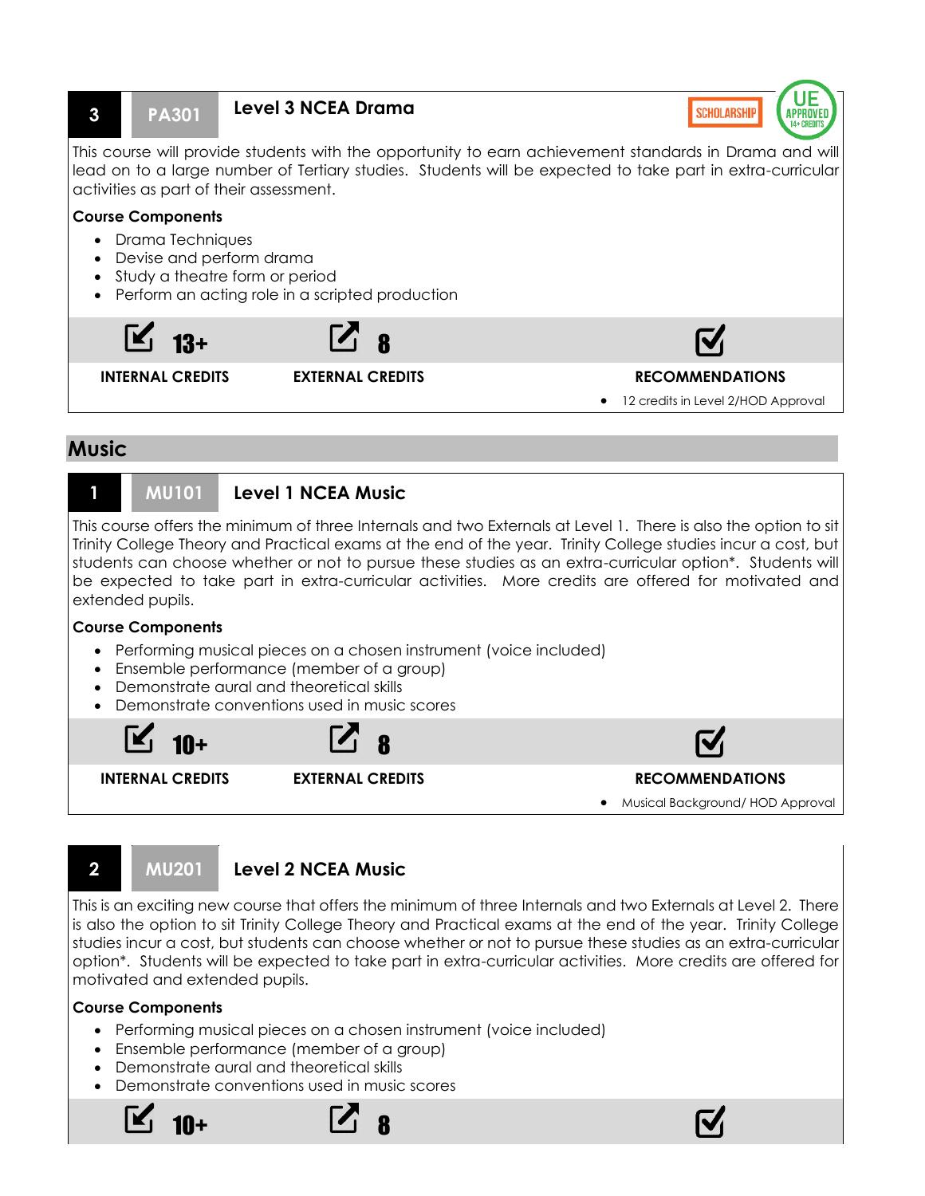### 3 | PA301 | Level 3 NCEA Drama

SCHOLARSHIP | UE APPROVED 14+ CREDITS

This course will provide students with the opportunity to earn achievement standards in Drama and will lead on to a large number of Tertiary studies. Students will be expected to take part in extra-curricular activities as part of their assessment.

**Course Components**

- Drama Techniques
- Devise and perform drama
- Study a theatre form or period
- Perform an acting role in a scripted production

| 13+ | 8 | |
|---|---|---|
| **INTERNAL CREDITS** | **EXTERNAL CREDITS** | **RECOMMENDATIONS** |
| | | • 12 credits in Level 2/HOD Approval |

## Music

### 1 | MU101 | Level 1 NCEA Music

This course offers the minimum of three Internals and two Externals at Level 1. There is also the option to sit Trinity College Theory and Practical exams at the end of the year. Trinity College studies incur a cost, but students can choose whether or not to pursue these studies as an extra-curricular option*. Students will be expected to take part in extra-curricular activities. More credits are offered for motivated and extended pupils.

**Course Components**

- Performing musical pieces on a chosen instrument (voice included)
- Ensemble performance (member of a group)
- Demonstrate aural and theoretical skills
- Demonstrate conventions used in music scores

| 10+ | 8 | |
|---|---|---|
| **INTERNAL CREDITS** | **EXTERNAL CREDITS** | **RECOMMENDATIONS** |
| | | • Musical Background/ HOD Approval |

### 2 | MU201 | Level 2 NCEA Music

This is an exciting new course that offers the minimum of three Internals and two Externals at Level 2. There is also the option to sit Trinity College Theory and Practical exams at the end of the year. Trinity College studies incur a cost, but students can choose whether or not to pursue these studies as an extra-curricular option*. Students will be expected to take part in extra-curricular activities. More credits are offered for motivated and extended pupils.

**Course Components**

- Performing musical pieces on a chosen instrument (voice included)
- Ensemble performance (member of a group)
- Demonstrate aural and theoretical skills
- Demonstrate conventions used in music scores

| 10+ | 8 | |
|---|---|---|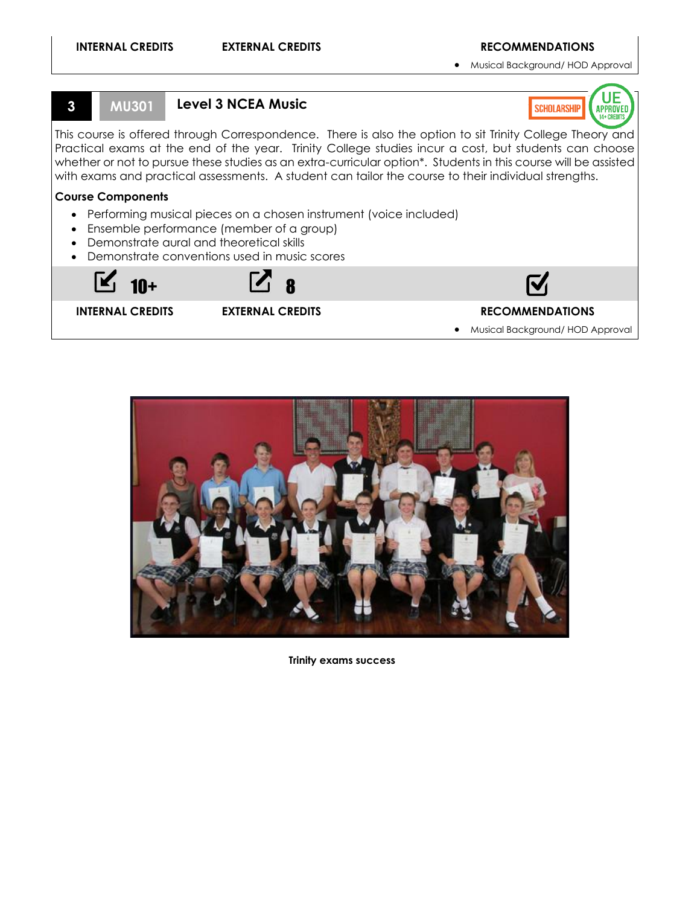| INTERNAL CREDITS | EXTERNAL CREDITS | RECOMMENDATIONS |
|---|---|---|
| | | • Musical Background/ HOD Approval |

## 3 MU301 Level 3 NCEA Music

SCHOLARSHIP | UE APPROVED 14+ CREDITS

This course is offered through Correspondence. There is also the option to sit Trinity College Theory and Practical exams at the end of the year. Trinity College studies incur a cost, but students can choose whether or not to pursue these studies as an extra-curricular option*. Students in this course will be assisted with exams and practical assessments. A student can tailor the course to their individual strengths.

**Course Components**

- Performing musical pieces on a chosen instrument (voice included)
- Ensemble performance (member of a group)
- Demonstrate aural and theoretical skills
- Demonstrate conventions used in music scores

| INTERNAL CREDITS | EXTERNAL CREDITS | RECOMMENDATIONS |
|---|---|---|
| 10+ | 8 | • Musical Background/ HOD Approval |

**Trinity exams success**